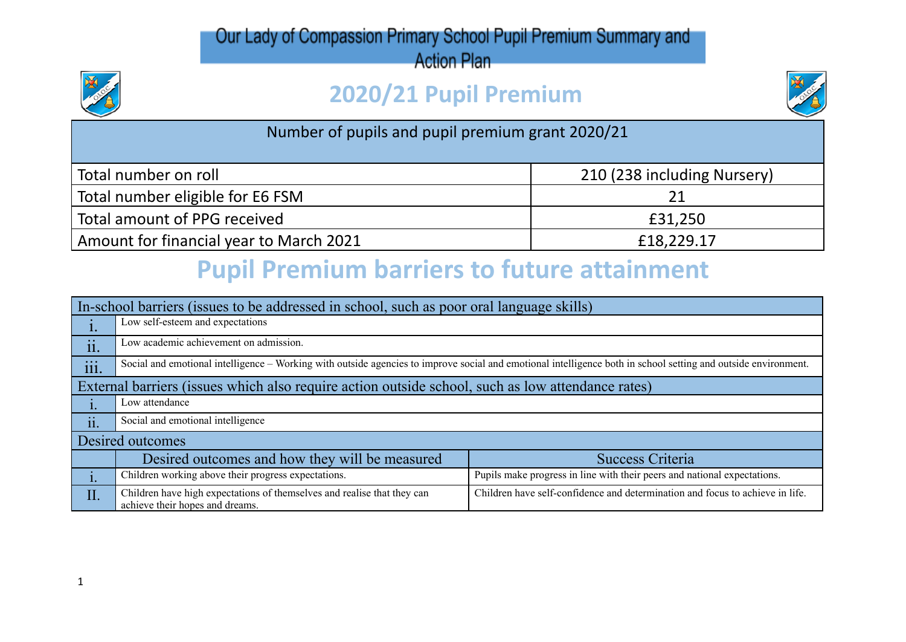# Our Lady of Compassion Primary School Pupil Premium Summary and Action Plan

## 2020/21 Pupil Premium

| Number of pupils and pupil premium grant 2020/21 | |
|---|---|
| Total number on roll | 210 (238 including Nursery) |
| Total number eligible for E6 FSM | 21 |
| Total amount of PPG received | £31,250 |
| Amount for financial year to March 2021 | £18,229.17 |

## Pupil Premium barriers to future attainment

| In-school barriers (issues to be addressed in school, such as poor oral language skills) | | |
|---|---|---|
| i. | Low self-esteem and expectations | |
| ii. | Low academic achievement on admission. | |
| iii. | Social and emotional intelligence – Working with outside agencies to improve social and emotional intelligence both in school setting and outside environment. | |
| **External barriers (issues which also require action outside school, such as low attendance rates)** | | |
| i. | Low attendance | |
| ii. | Social and emotional intelligence | |
| **Desired outcomes** | | |
| | Desired outcomes and how they will be measured | Success Criteria |
| i. | Children working above their progress expectations. | Pupils make progress in line with their peers and national expectations. |
| II. | Children have high expectations of themselves and realise that they can achieve their hopes and dreams. | Children have self-confidence and determination and focus to achieve in life. |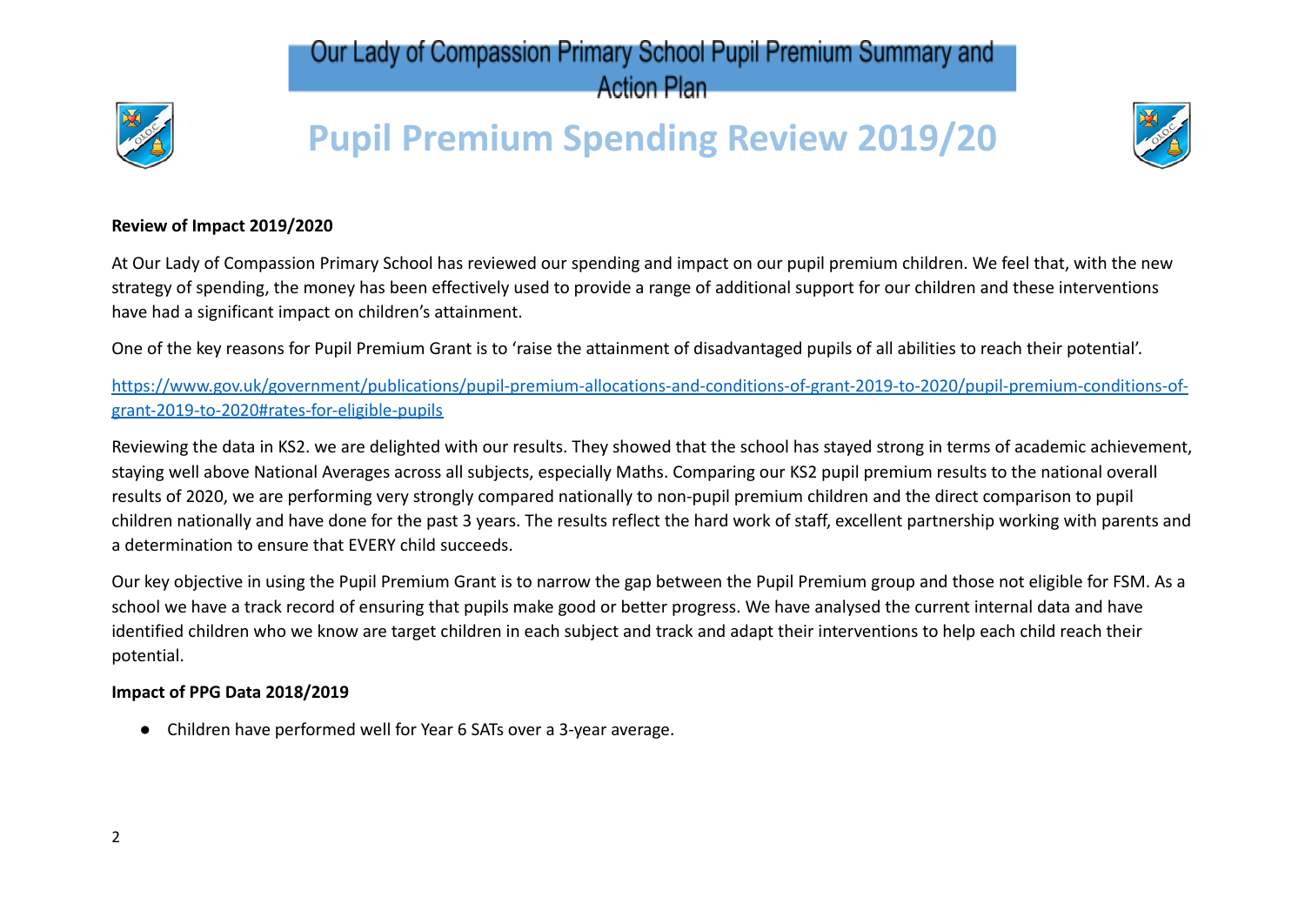# Our Lady of Compassion Primary School Pupil Premium Summary and Action Plan

## Pupil Premium Spending Review 2019/20

**Review of Impact 2019/2020**

At Our Lady of Compassion Primary School has reviewed our spending and impact on our pupil premium children. We feel that, with the new strategy of spending, the money has been effectively used to provide a range of additional support for our children and these interventions have had a significant impact on children's attainment.

One of the key reasons for Pupil Premium Grant is to 'raise the attainment of disadvantaged pupils of all abilities to reach their potential'.

[https://www.gov.uk/government/publications/pupil-premium-allocations-and-conditions-of-grant-2019-to-2020/pupil-premium-conditions-of-grant-2019-to-2020#rates-for-eligible-pupils](https://www.gov.uk/government/publications/pupil-premium-allocations-and-conditions-of-grant-2019-to-2020/pupil-premium-conditions-of-grant-2019-to-2020#rates-for-eligible-pupils)

Reviewing the data in KS2. we are delighted with our results. They showed that the school has stayed strong in terms of academic achievement, staying well above National Averages across all subjects, especially Maths. Comparing our KS2 pupil premium results to the national overall results of 2020, we are performing very strongly compared nationally to non-pupil premium children and the direct comparison to pupil children nationally and have done for the past 3 years. The results reflect the hard work of staff, excellent partnership working with parents and a determination to ensure that EVERY child succeeds.

Our key objective in using the Pupil Premium Grant is to narrow the gap between the Pupil Premium group and those not eligible for FSM. As a school we have a track record of ensuring that pupils make good or better progress. We have analysed the current internal data and have identified children who we know are target children in each subject and track and adapt their interventions to help each child reach their potential.

**Impact of PPG Data 2018/2019**

- Children have performed well for Year 6 SATs over a 3-year average.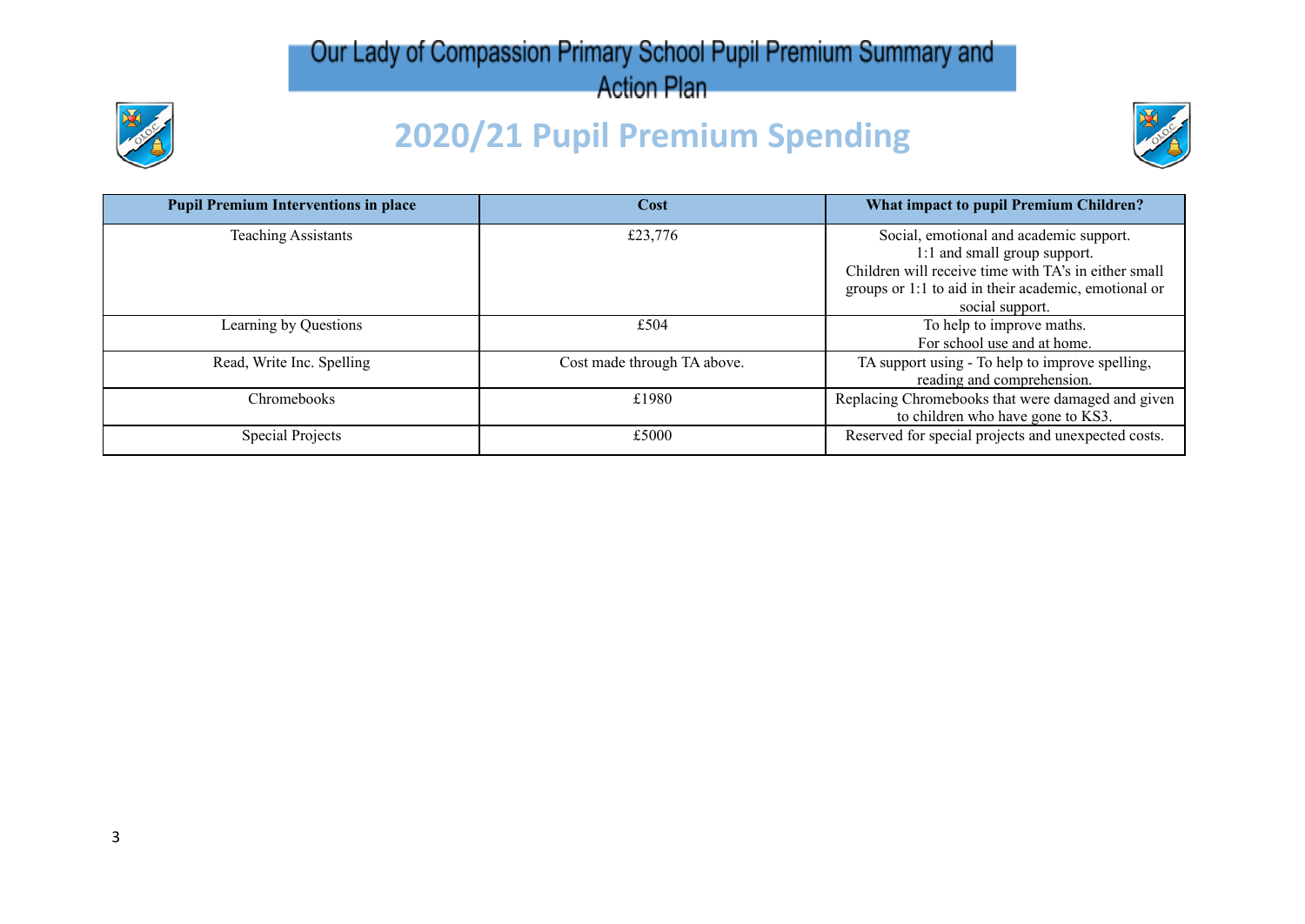# Our Lady of Compassion Primary School Pupil Premium Summary and Action Plan

## 2020/21 Pupil Premium Spending

| Pupil Premium Interventions in place | Cost | What impact to pupil Premium Children? |
|---|---|---|
| Teaching Assistants | £23,776 | Social, emotional and academic support. 1:1 and small group support. Children will receive time with TA's in either small groups or 1:1 to aid in their academic, emotional or social support. |
| Learning by Questions | £504 | To help to improve maths. For school use and at home. |
| Read, Write Inc. Spelling | Cost made through TA above. | TA support using - To help to improve spelling, reading and comprehension. |
| Chromebooks | £1980 | Replacing Chromebooks that were damaged and given to children who have gone to KS3. |
| Special Projects | £5000 | Reserved for special projects and unexpected costs. |